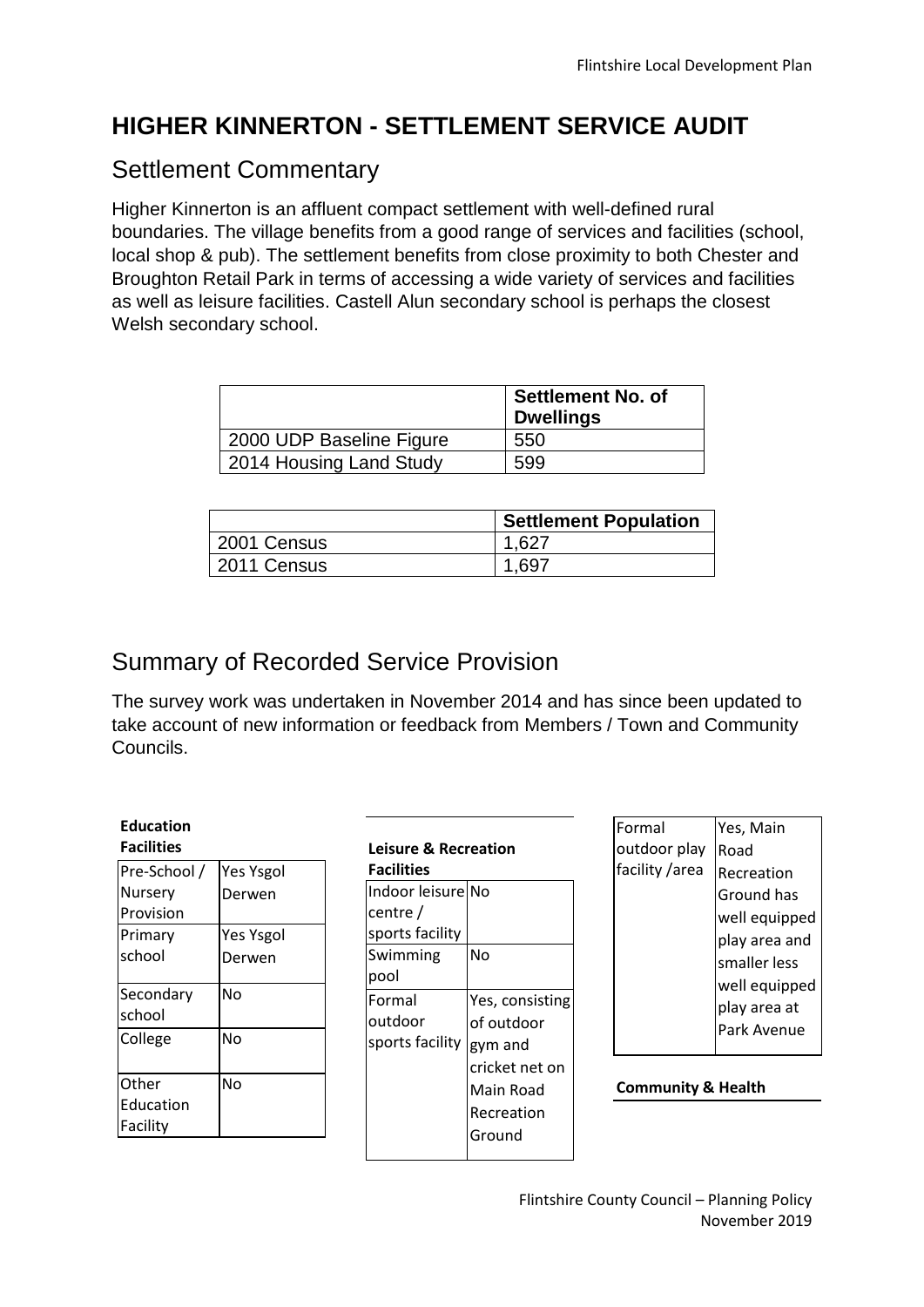# HIGHER KINNERTON - SETTLEMENT SERVICE AUDIT

## Settlement Commentary

Higher Kinnerton is an affluent compact settlement with well-defined rural boundaries. The village benefits from a good range of services and facilities (school, local shop & pub). The settlement benefits from close proximity to both Chester and Broughton Retail Park in terms of accessing a wide variety of services and facilities as well as leisure facilities. Castell Alun secondary school is perhaps the closest Welsh secondary school.

| | Settlement No. of Dwellings |
|---|---|
| 2000 UDP Baseline Figure | 550 |
| 2014 Housing Land Study | 599 |

| | Settlement Population |
|---|---|
| 2001 Census | 1,627 |
| 2011 Census | 1,697 |

## Summary of Recorded Service Provision

The survey work was undertaken in November 2014 and has since been updated to take account of new information or feedback from Members / Town and Community Councils.

**Education Facilities**

| | |
|---|---|
| Pre-School / Nursery Provision | Yes Ysgol Derwen |
| Primary school | Yes Ysgol Derwen |
| Secondary school | No |
| College | No |
| Other Education Facility | No |

**Leisure & Recreation Facilities**

| | |
|---|---|
| Indoor leisure centre / sports facility | No |
| Swimming pool | No |
| Formal outdoor sports facility | Yes, consisting of outdoor gym and cricket net on Main Road Recreation Ground |
| Formal outdoor play facility /area | Yes, Main Road Recreation Ground has well equipped play area and smaller less well equipped play area at Park Avenue |

**Community & Health**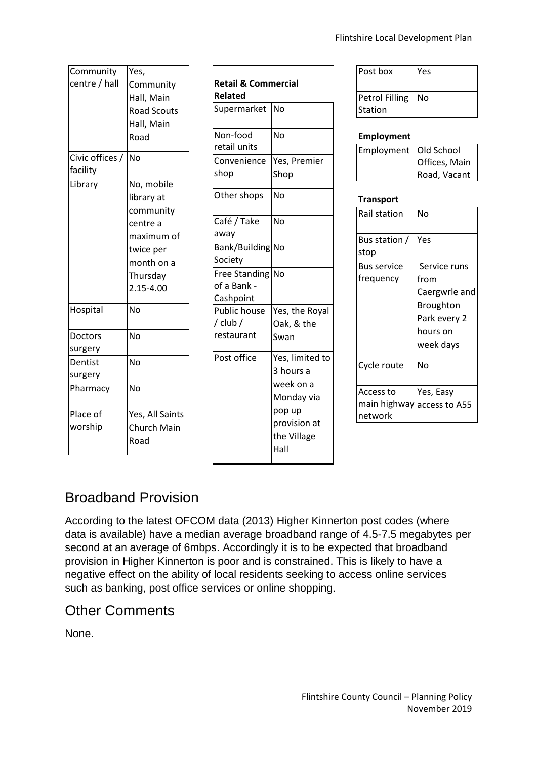| Community centre / hall | Yes, Community Hall, Main Road Scouts Hall, Main Road |
|---|---|
| Civic offices / facility | No |
| Library | No, mobile library at community centre a maximum of twice per month on a Thursday 2.15-4.00 |
| Hospital | No |
| Doctors surgery | No |
| Dentist surgery | No |
| Pharmacy | No |
| Place of worship | Yes, All Saints Church Main Road |

**Retail & Commercial Related**

| Supermarket | No |
|---|---|
| Non-food retail units | No |
| Convenience shop | Yes, Premier Shop |
| Other shops | No |
| Café / Take away | No |
| Bank/Building Society | No |
| Free Standing of a Bank - Cashpoint | No |
| Public house / club / restaurant | Yes, the Royal Oak, & the Swan |
| Post office | Yes, limited to 3 hours a week on a Monday via pop up provision at the Village Hall |

| Post box | Yes |
|---|---|
| Petrol Filling Station | No |

**Employment**

| Employment | Old School Offices, Main Road, Vacant |
|---|---|

**Transport**

| Rail station | No |
|---|---|
| Bus station / stop | Yes |
| Bus service frequency | Service runs from Caergwrle and Broughton Park every 2 hours on week days |
| Cycle route | No |
| Access to main highway network | Yes, Easy access to A55 |

## Broadband Provision

According to the latest OFCOM data (2013) Higher Kinnerton post codes (where data is available) have a median average broadband range of 4.5-7.5 megabytes per second at an average of 6mbps. Accordingly it is to be expected that broadband provision in Higher Kinnerton is poor and is constrained. This is likely to have a negative effect on the ability of local residents seeking to access online services such as banking, post office services or online shopping.

## Other Comments

None.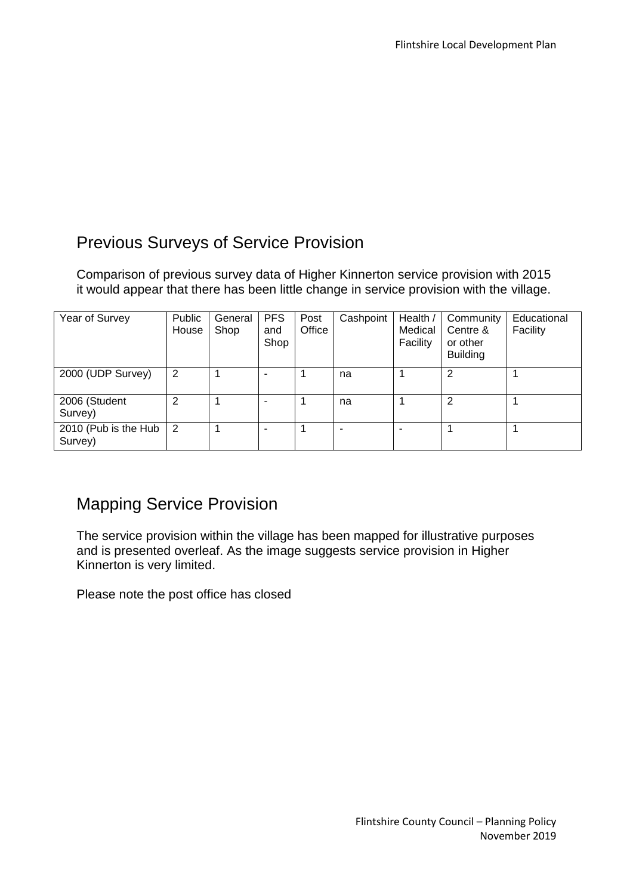## Previous Surveys of Service Provision

Comparison of previous survey data of Higher Kinnerton service provision with 2015 it would appear that there has been little change in service provision with the village.

| Year of Survey | Public House | General Shop | PFS and Shop | Post Office | Cashpoint | Health / Medical Facility | Community Centre & or other Building | Educational Facility |
|---|---|---|---|---|---|---|---|---|
| 2000 (UDP Survey) | 2 | 1 | - | 1 | na | 1 | 2 | 1 |
| 2006 (Student Survey) | 2 | 1 | - | 1 | na | 1 | 2 | 1 |
| 2010 (Pub is the Hub Survey) | 2 | 1 | - | 1 | - | - | 1 | 1 |

## Mapping Service Provision

The service provision within the village has been mapped for illustrative purposes and is presented overleaf. As the image suggests service provision in Higher Kinnerton is very limited.

Please note the post office has closed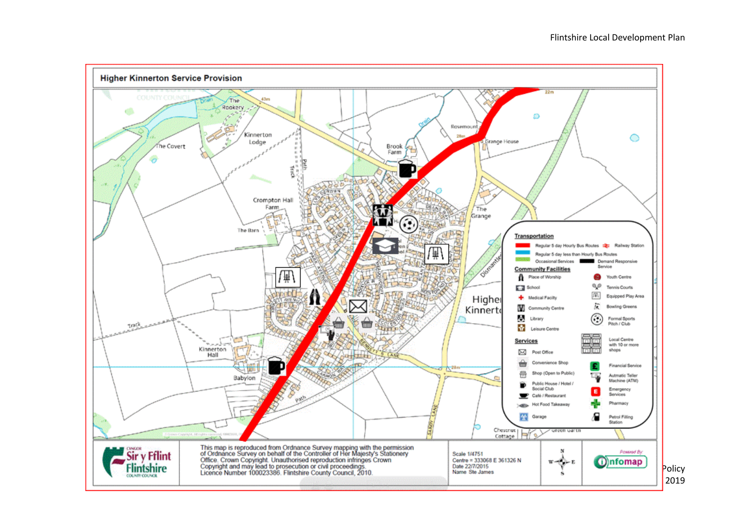# Higher Kinnerton Service Provision

**Transportation**

- Regular 5 day Hourly Bus Routes
- Railway Station
- Regular 5 day less than Hourly Bus Routes
- Occasional Services
- Demand Responsive Service

**Community Facilities**

- Place of Worship
- Youth Centre
- School
- Tennis Courts
- Medical Facility
- Equipped Play Area
- Community Centre
- Bowling Greens
- Library
- Formal Sports Pitch / Club
- Leisure Centre

**Services**

- Local Centre with 10 or more shops
- Post Office
- Convenience Shop
- Financial Service
- Shop (Open to Public)
- Automatic Teller Machine (ATM)
- Public House / Hotel / Social Club
- Emergency Services
- Café / Restaurant
- Pharmacy
- Hot Food Takeaway
- Garage
- Petrol Filling Station

This map is reproduced from Ordnance Survey mapping with the permission of Ordnance Survey on behalf of the Controller of Her Majesty's Stationery Office. Crown Copyright. Unauthorised reproduction infringes Crown Copyright and may lead to prosecution or civil proceedings. Licence Number 100023386. Flintshire County Council, 2010.

Scale 1/4751
Centre = 333068 E 361326 N
Date 22/7/2015
Name Ste James

Cyngor Sir y Fflint Flintshire County Council

Powered By infomap